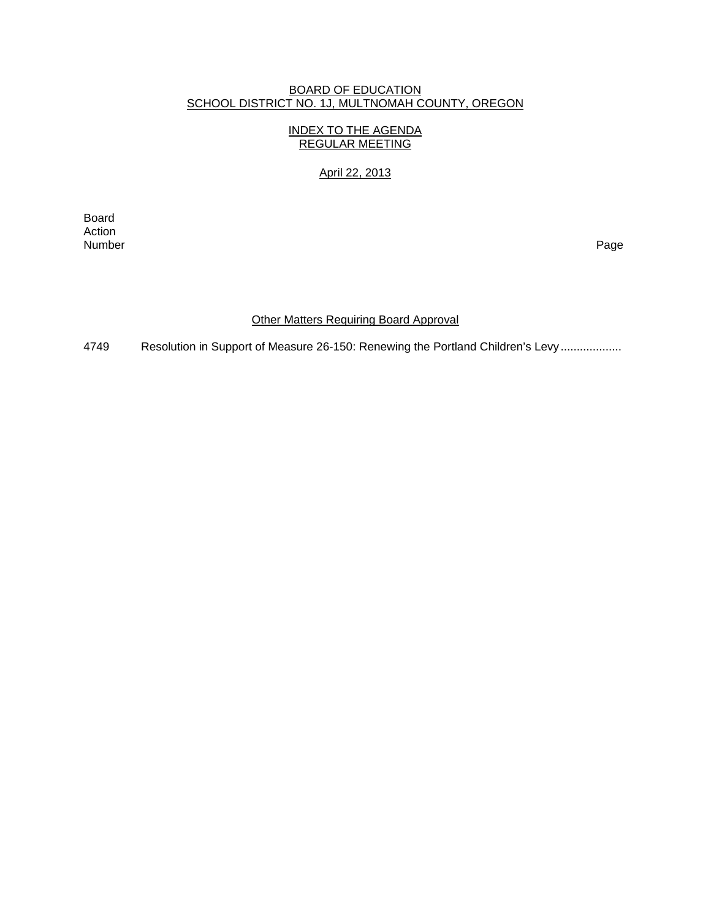BOARD OF EDUCATION
SCHOOL DISTRICT NO. 1J, MULTNOMAH COUNTY, OREGON

INDEX TO THE AGENDA
REGULAR MEETING

April 22, 2013

| Board Action Number | | Page |
|---|---|---|
| | **Other Matters Requiring Board Approval** | |
| 4749 | Resolution in Support of Measure 26-150: Renewing the Portland Children's Levy .................. | |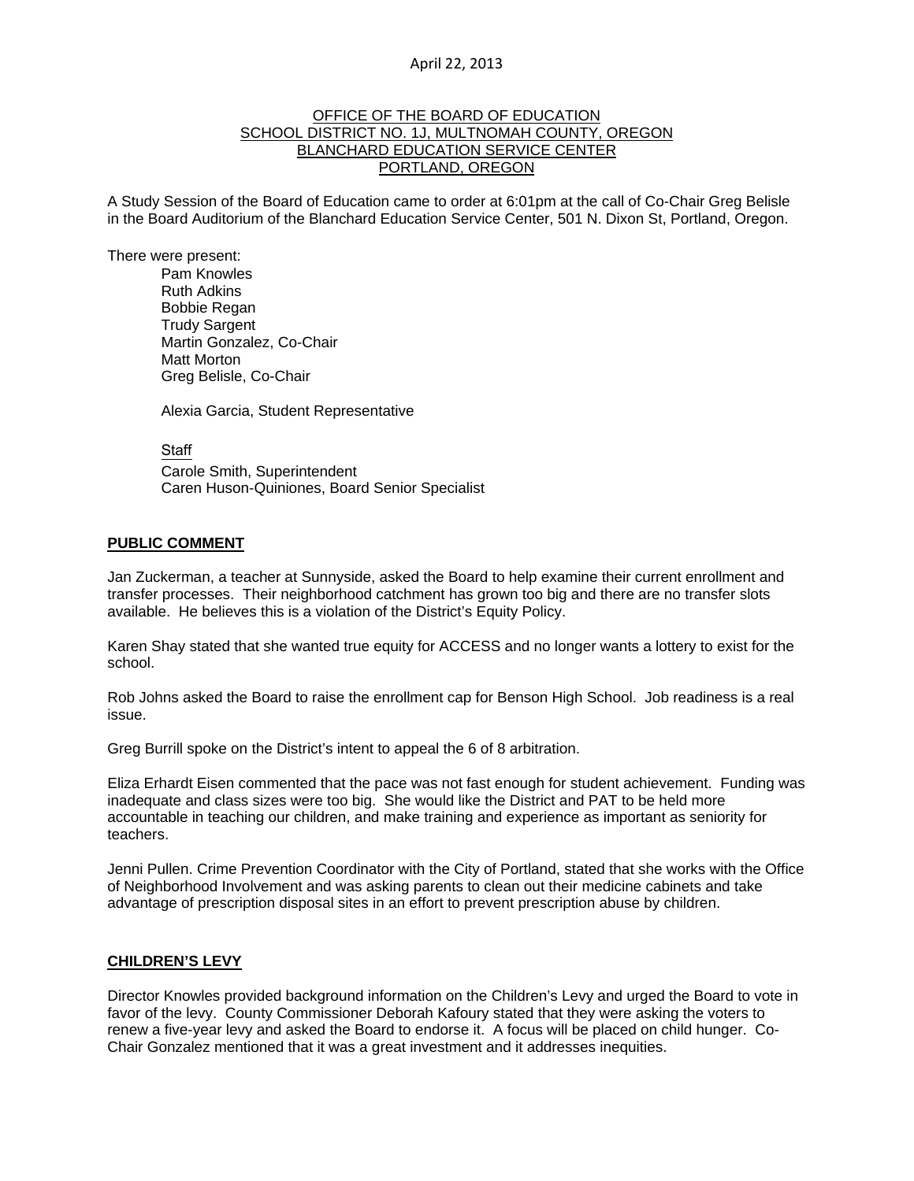April 22, 2013

OFFICE OF THE BOARD OF EDUCATION
SCHOOL DISTRICT NO. 1J, MULTNOMAH COUNTY, OREGON
BLANCHARD EDUCATION SERVICE CENTER
PORTLAND, OREGON

A Study Session of the Board of Education came to order at 6:01pm at the call of Co-Chair Greg Belisle in the Board Auditorium of the Blanchard Education Service Center, 501 N. Dixon St, Portland, Oregon.

There were present:

Pam Knowles
Ruth Adkins
Bobbie Regan
Trudy Sargent
Martin Gonzalez, Co-Chair
Matt Morton
Greg Belisle, Co-Chair

Alexia Garcia, Student Representative

Staff
Carole Smith, Superintendent
Caren Huson-Quiniones, Board Senior Specialist

## PUBLIC COMMENT

Jan Zuckerman, a teacher at Sunnyside, asked the Board to help examine their current enrollment and transfer processes. Their neighborhood catchment has grown too big and there are no transfer slots available. He believes this is a violation of the District's Equity Policy.

Karen Shay stated that she wanted true equity for ACCESS and no longer wants a lottery to exist for the school.

Rob Johns asked the Board to raise the enrollment cap for Benson High School. Job readiness is a real issue.

Greg Burrill spoke on the District's intent to appeal the 6 of 8 arbitration.

Eliza Erhardt Eisen commented that the pace was not fast enough for student achievement. Funding was inadequate and class sizes were too big. She would like the District and PAT to be held more accountable in teaching our children, and make training and experience as important as seniority for teachers.

Jenni Pullen. Crime Prevention Coordinator with the City of Portland, stated that she works with the Office of Neighborhood Involvement and was asking parents to clean out their medicine cabinets and take advantage of prescription disposal sites in an effort to prevent prescription abuse by children.

## CHILDREN'S LEVY

Director Knowles provided background information on the Children's Levy and urged the Board to vote in favor of the levy. County Commissioner Deborah Kafoury stated that they were asking the voters to renew a five-year levy and asked the Board to endorse it. A focus will be placed on child hunger. Co-Chair Gonzalez mentioned that it was a great investment and it addresses inequities.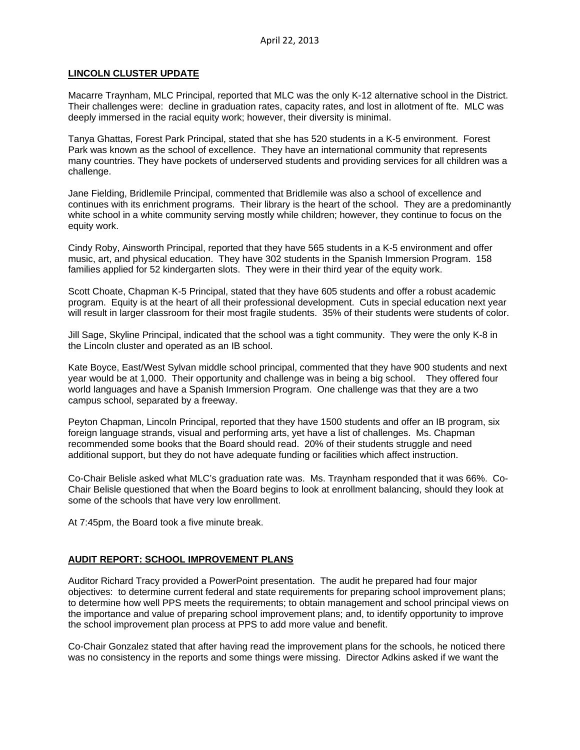## LINCOLN CLUSTER UPDATE

Macarre Traynham, MLC Principal, reported that MLC was the only K-12 alternative school in the District. Their challenges were: decline in graduation rates, capacity rates, and lost in allotment of fte. MLC was deeply immersed in the racial equity work; however, their diversity is minimal.

Tanya Ghattas, Forest Park Principal, stated that she has 520 students in a K-5 environment. Forest Park was known as the school of excellence. They have an international community that represents many countries. They have pockets of underserved students and providing services for all children was a challenge.

Jane Fielding, Bridlemile Principal, commented that Bridlemile was also a school of excellence and continues with its enrichment programs. Their library is the heart of the school. They are a predominantly white school in a white community serving mostly while children; however, they continue to focus on the equity work.

Cindy Roby, Ainsworth Principal, reported that they have 565 students in a K-5 environment and offer music, art, and physical education. They have 302 students in the Spanish Immersion Program. 158 families applied for 52 kindergarten slots. They were in their third year of the equity work.

Scott Choate, Chapman K-5 Principal, stated that they have 605 students and offer a robust academic program. Equity is at the heart of all their professional development. Cuts in special education next year will result in larger classroom for their most fragile students. 35% of their students were students of color.

Jill Sage, Skyline Principal, indicated that the school was a tight community. They were the only K-8 in the Lincoln cluster and operated as an IB school.

Kate Boyce, East/West Sylvan middle school principal, commented that they have 900 students and next year would be at 1,000. Their opportunity and challenge was in being a big school. They offered four world languages and have a Spanish Immersion Program. One challenge was that they are a two campus school, separated by a freeway.

Peyton Chapman, Lincoln Principal, reported that they have 1500 students and offer an IB program, six foreign language strands, visual and performing arts, yet have a list of challenges. Ms. Chapman recommended some books that the Board should read. 20% of their students struggle and need additional support, but they do not have adequate funding or facilities which affect instruction.

Co-Chair Belisle asked what MLC's graduation rate was. Ms. Traynham responded that it was 66%. Co-Chair Belisle questioned that when the Board begins to look at enrollment balancing, should they look at some of the schools that have very low enrollment.

At 7:45pm, the Board took a five minute break.

## AUDIT REPORT: SCHOOL IMPROVEMENT PLANS

Auditor Richard Tracy provided a PowerPoint presentation. The audit he prepared had four major objectives: to determine current federal and state requirements for preparing school improvement plans; to determine how well PPS meets the requirements; to obtain management and school principal views on the importance and value of preparing school improvement plans; and, to identify opportunity to improve the school improvement plan process at PPS to add more value and benefit.

Co-Chair Gonzalez stated that after having read the improvement plans for the schools, he noticed there was no consistency in the reports and some things were missing. Director Adkins asked if we want the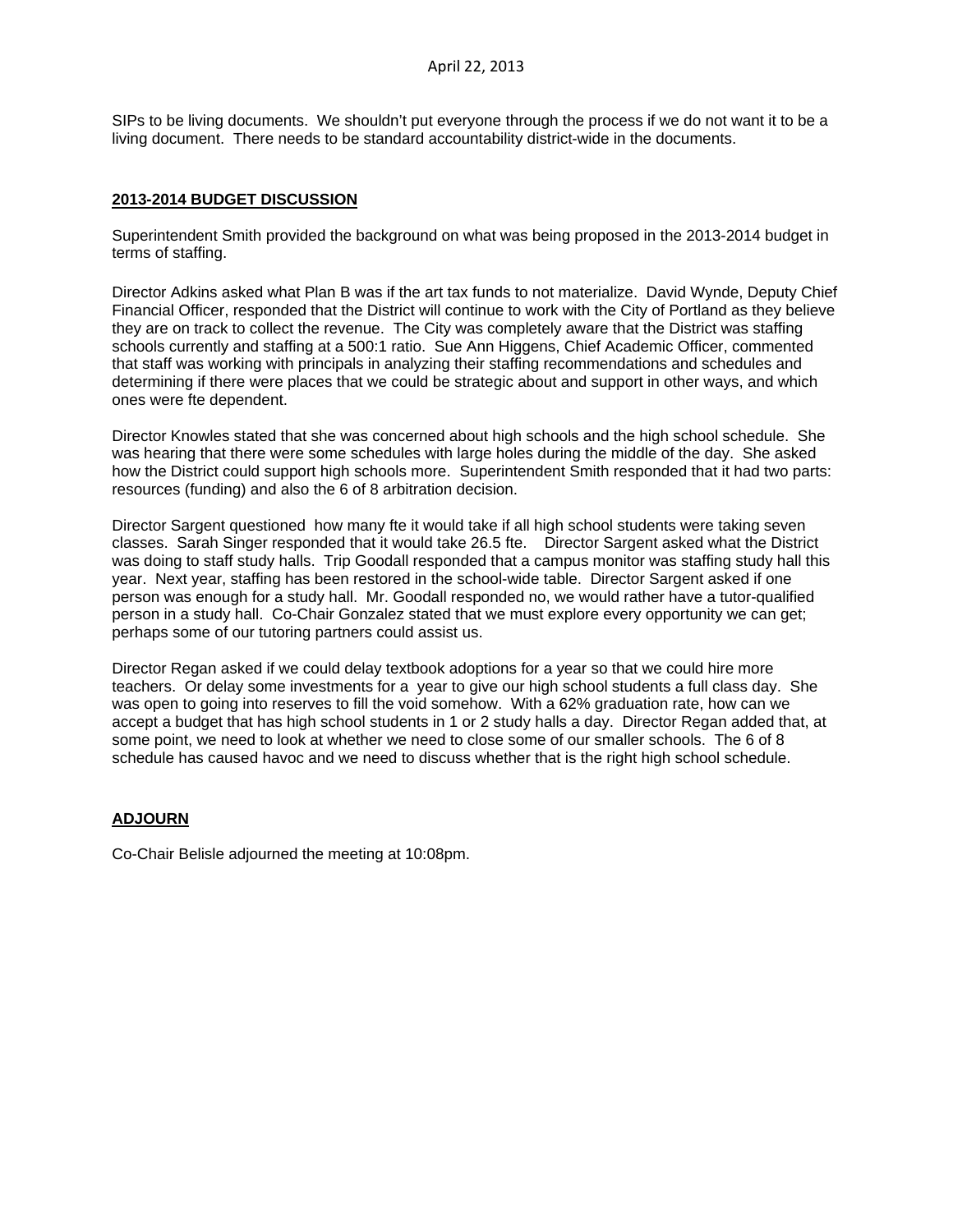SIPs to be living documents. We shouldn't put everyone through the process if we do not want it to be a living document. There needs to be standard accountability district-wide in the documents.

## 2013-2014 BUDGET DISCUSSION

Superintendent Smith provided the background on what was being proposed in the 2013-2014 budget in terms of staffing.

Director Adkins asked what Plan B was if the art tax funds to not materialize. David Wynde, Deputy Chief Financial Officer, responded that the District will continue to work with the City of Portland as they believe they are on track to collect the revenue. The City was completely aware that the District was staffing schools currently and staffing at a 500:1 ratio. Sue Ann Higgens, Chief Academic Officer, commented that staff was working with principals in analyzing their staffing recommendations and schedules and determining if there were places that we could be strategic about and support in other ways, and which ones were fte dependent.

Director Knowles stated that she was concerned about high schools and the high school schedule. She was hearing that there were some schedules with large holes during the middle of the day. She asked how the District could support high schools more. Superintendent Smith responded that it had two parts: resources (funding) and also the 6 of 8 arbitration decision.

Director Sargent questioned how many fte it would take if all high school students were taking seven classes. Sarah Singer responded that it would take 26.5 fte. Director Sargent asked what the District was doing to staff study halls. Trip Goodall responded that a campus monitor was staffing study hall this year. Next year, staffing has been restored in the school-wide table. Director Sargent asked if one person was enough for a study hall. Mr. Goodall responded no, we would rather have a tutor-qualified person in a study hall. Co-Chair Gonzalez stated that we must explore every opportunity we can get; perhaps some of our tutoring partners could assist us.

Director Regan asked if we could delay textbook adoptions for a year so that we could hire more teachers. Or delay some investments for a year to give our high school students a full class day. She was open to going into reserves to fill the void somehow. With a 62% graduation rate, how can we accept a budget that has high school students in 1 or 2 study halls a day. Director Regan added that, at some point, we need to look at whether we need to close some of our smaller schools. The 6 of 8 schedule has caused havoc and we need to discuss whether that is the right high school schedule.

## ADJOURN

Co-Chair Belisle adjourned the meeting at 10:08pm.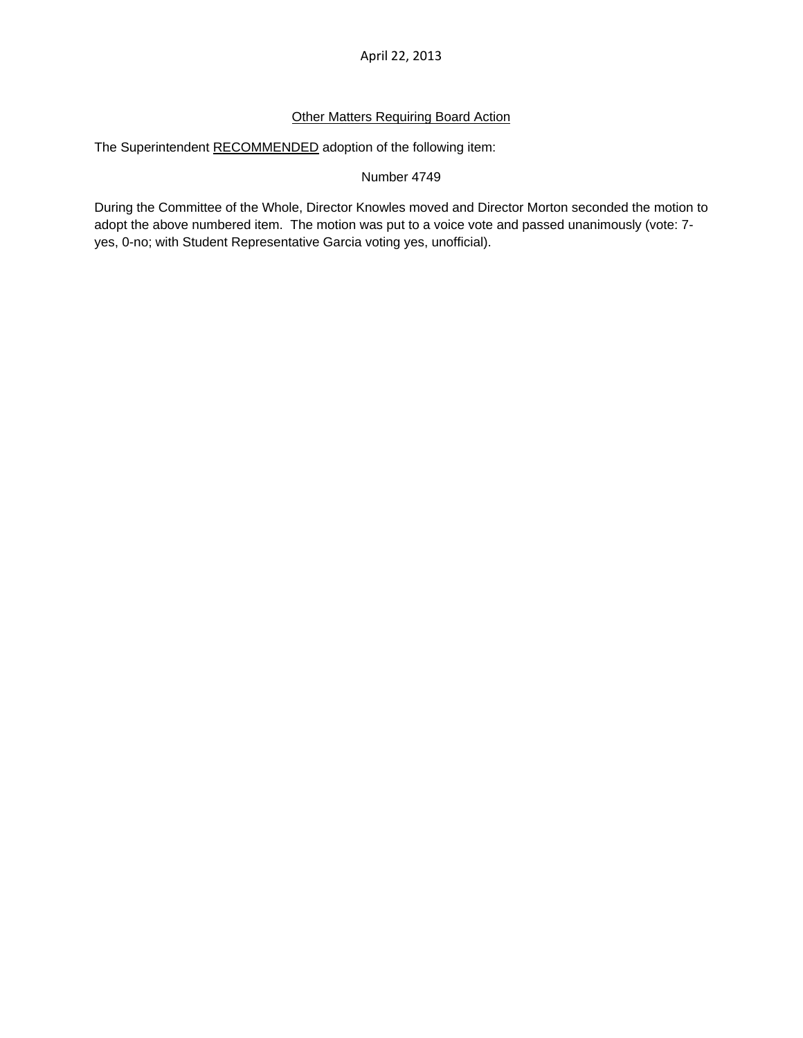April 22, 2013

<u>Other Matters Requiring Board Action</u>

The Superintendent <u>RECOMMENDED</u> adoption of the following item:

Number 4749

During the Committee of the Whole, Director Knowles moved and Director Morton seconded the motion to adopt the above numbered item. The motion was put to a voice vote and passed unanimously (vote: 7-yes, 0-no; with Student Representative Garcia voting yes, unofficial).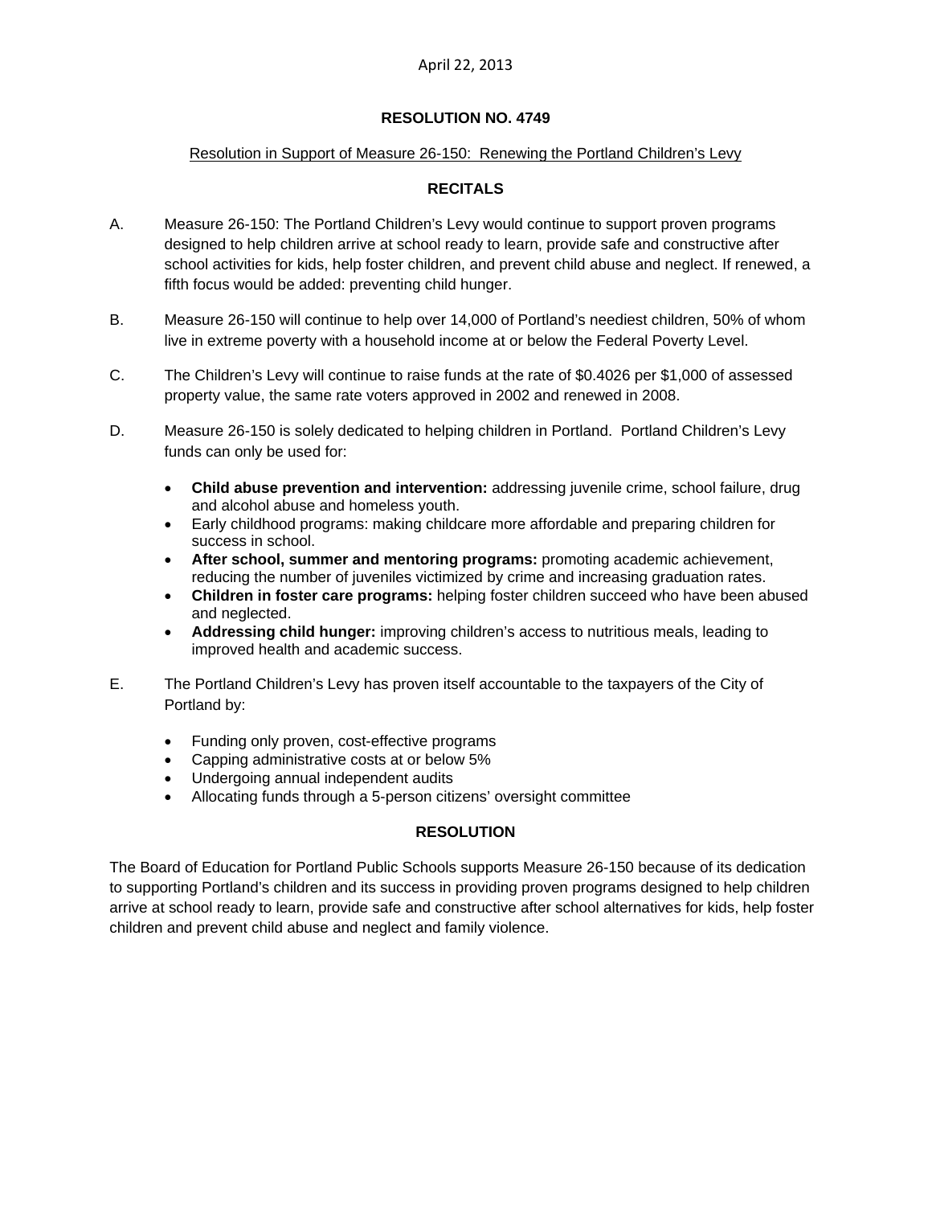April 22, 2013

**RESOLUTION NO. 4749**

Resolution in Support of Measure 26-150: Renewing the Portland Children's Levy

**RECITALS**

A. Measure 26-150: The Portland Children's Levy would continue to support proven programs designed to help children arrive at school ready to learn, provide safe and constructive after school activities for kids, help foster children, and prevent child abuse and neglect. If renewed, a fifth focus would be added: preventing child hunger.

B. Measure 26-150 will continue to help over 14,000 of Portland's neediest children, 50% of whom live in extreme poverty with a household income at or below the Federal Poverty Level.

C. The Children's Levy will continue to raise funds at the rate of $0.4026 per $1,000 of assessed property value, the same rate voters approved in 2002 and renewed in 2008.

D. Measure 26-150 is solely dedicated to helping children in Portland. Portland Children's Levy funds can only be used for:

- **Child abuse prevention and intervention:** addressing juvenile crime, school failure, drug and alcohol abuse and homeless youth.
- Early childhood programs: making childcare more affordable and preparing children for success in school.
- **After school, summer and mentoring programs:** promoting academic achievement, reducing the number of juveniles victimized by crime and increasing graduation rates.
- **Children in foster care programs:** helping foster children succeed who have been abused and neglected.
- **Addressing child hunger:** improving children's access to nutritious meals, leading to improved health and academic success.

E. The Portland Children's Levy has proven itself accountable to the taxpayers of the City of Portland by:

- Funding only proven, cost-effective programs
- Capping administrative costs at or below 5%
- Undergoing annual independent audits
- Allocating funds through a 5-person citizens' oversight committee

**RESOLUTION**

The Board of Education for Portland Public Schools supports Measure 26-150 because of its dedication to supporting Portland's children and its success in providing proven programs designed to help children arrive at school ready to learn, provide safe and constructive after school alternatives for kids, help foster children and prevent child abuse and neglect and family violence.